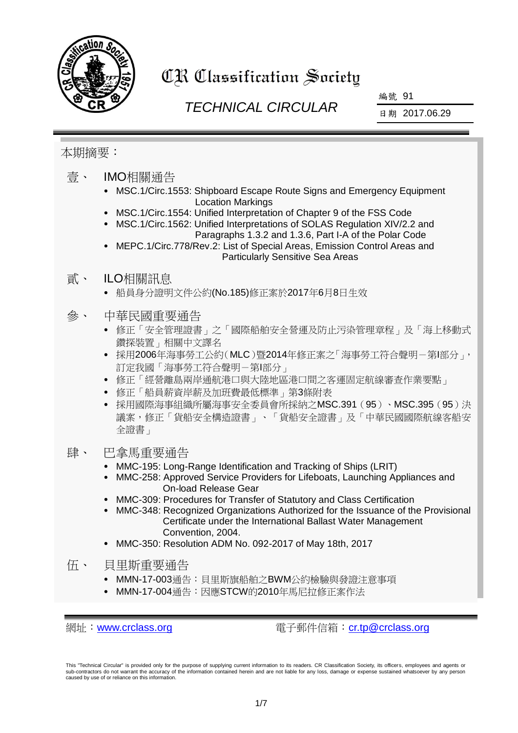# CR Classification Society

## TECHNICAL CIRCULAR

編號 91

日期 2017.06.29

本期摘要：

壹、 IMO相關通告

- MSC.1/Circ.1553: Shipboard Escape Route Signs and Emergency Equipment Location Markings
- MSC.1/Circ.1554: Unified Interpretation of Chapter 9 of the FSS Code
- MSC.1/Circ.1562: Unified Interpretations of SOLAS Regulation XIV/2.2 and Paragraphs 1.3.2 and 1.3.6, Part I-A of the Polar Code
- MEPC.1/Circ.778/Rev.2: List of Special Areas, Emission Control Areas and Particularly Sensitive Sea Areas

貳、 ILO相關訊息

- 船員身分證明文件公約(No.185)修正案於2017年6月8日生效

參、 中華民國重要通告

- 修正「安全管理證書」之「國際船舶安全營運及防止污染管理章程」及「海上移動式鑽探裝置」相關中文譯名
- 採用2006年海事勞工公約（MLC）暨2014年修正案之「海事勞工符合聲明－第I部分」，訂定我國「海事勞工符合聲明－第I部分」
- 修正「經營離島兩岸通航港口與大陸地區港口間之客運固定航線審查作業要點」
- 修正「船員薪資岸薪及加班費最低標準」第3條附表
- 採用國際海事組織所屬海事安全委員會所採納之MSC.391（95）、MSC.395（95）決議案，修正「貨船安全構造證書」、「貨船安全證書」及「中華民國國際航線客船安全證書」

肆、 巴拿馬重要通告

- MMC-195: Long-Range Identification and Tracking of Ships (LRIT)
- MMC-258: Approved Service Providers for Lifeboats, Launching Appliances and On-load Release Gear
- MMC-309: Procedures for Transfer of Statutory and Class Certification
- MMC-348: Recognized Organizations Authorized for the Issuance of the Provisional Certificate under the International Ballast Water Management Convention, 2004.
- MMC-350: Resolution ADM No. 092-2017 of May 18th, 2017

伍、 貝里斯重要通告

- MMN-17-003通告：貝里斯旗船舶之BWM公約檢驗與發證注意事項
- MMN-17-004通告：因應STCW的2010年馬尼拉修正案作法

網址：www.crclass.org　　　　電子郵件信箱：cr.tp@crclass.org

This "Technical Circular" is provided only for the purpose of supplying current information to its readers. CR Classification Society, its officers, employees and agents or sub-contractors do not warrant the accuracy of the information contained herein and are not liable for any loss, damage or expense sustained whatsoever by any person caused by use of or reliance on this information.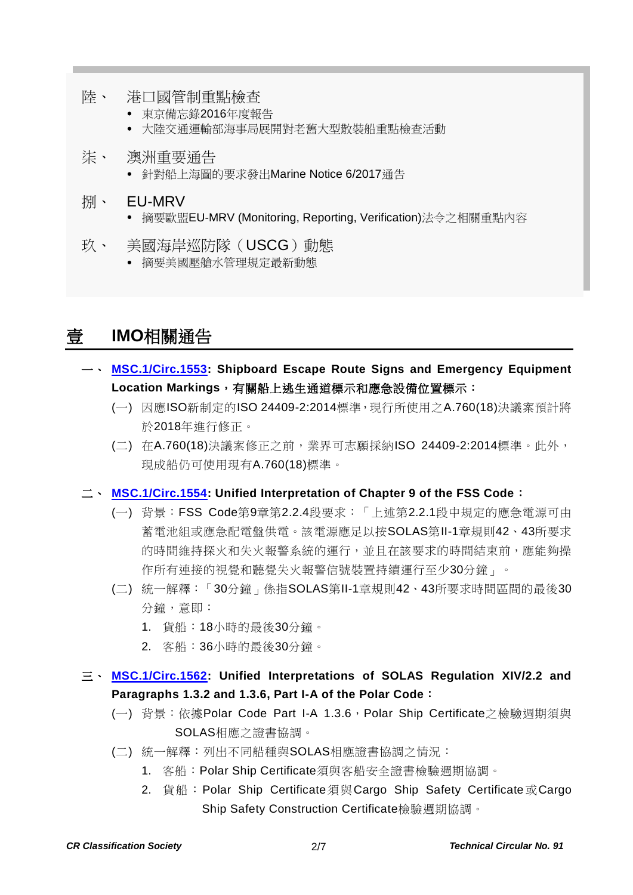陸、 港口國管制重點檢查

- 東京備忘錄2016年度報告
- 大陸交通運輸部海事局展開對老舊大型散裝船重點檢查活動

柒、 澳洲重要通告

- 針對船上海圖的要求發出Marine Notice 6/2017通告

捌、 EU-MRV

- 摘要歐盟EU-MRV (Monitoring, Reporting, Verification)法令之相關重點內容

玖、 美國海岸巡防隊（USCG）動態

- 摘要美國壓艙水管理規定最新動態

# 壹 IMO相關通告

## 一、 MSC.1/Circ.1553: Shipboard Escape Route Signs and Emergency Equipment Location Markings，有關船上逃生通道標示和應急設備位置標示：

(一) 因應ISO新制定的ISO 24409-2:2014標準，現行所使用之A.760(18)決議案預計將於2018年進行修正。

(二) 在A.760(18)決議案修正之前，業界可志願採納ISO 24409-2:2014標準。此外，現成船仍可使用現有A.760(18)標準。

## 二、 MSC.1/Circ.1554: Unified Interpretation of Chapter 9 of the FSS Code：

(一) 背景：FSS Code第9章第2.2.4段要求：「上述第2.2.1段中規定的應急電源可由蓄電池組或應急配電盤供電。該電源應足以按SOLAS第II-1章規則42、43所要求的時間維持探火和失火報警系統的運行，並且在該要求的時間結束前，應能夠操作所有連接的視覺和聽覺失火報警信號裝置持續運行至少30分鐘」。

(二) 統一解釋：「30分鐘」係指SOLAS第II-1章規則42、43所要求時間區間的最後30分鐘，意即：

1. 貨船：18小時的最後30分鐘。
2. 客船：36小時的最後30分鐘。

## 三、 MSC.1/Circ.1562: Unified Interpretations of SOLAS Regulation XIV/2.2 and Paragraphs 1.3.2 and 1.3.6, Part I-A of the Polar Code：

(一) 背景：依據Polar Code Part I-A 1.3.6，Polar Ship Certificate之檢驗週期須與SOLAS相應之證書協調。

(二) 統一解釋：列出不同船種與SOLAS相應證書協調之情況：

1. 客船：Polar Ship Certificate須與客船安全證書檢驗週期協調。
2. 貨船：Polar Ship Certificate須與Cargo Ship Safety Certificate或Cargo Ship Safety Construction Certificate檢驗週期協調。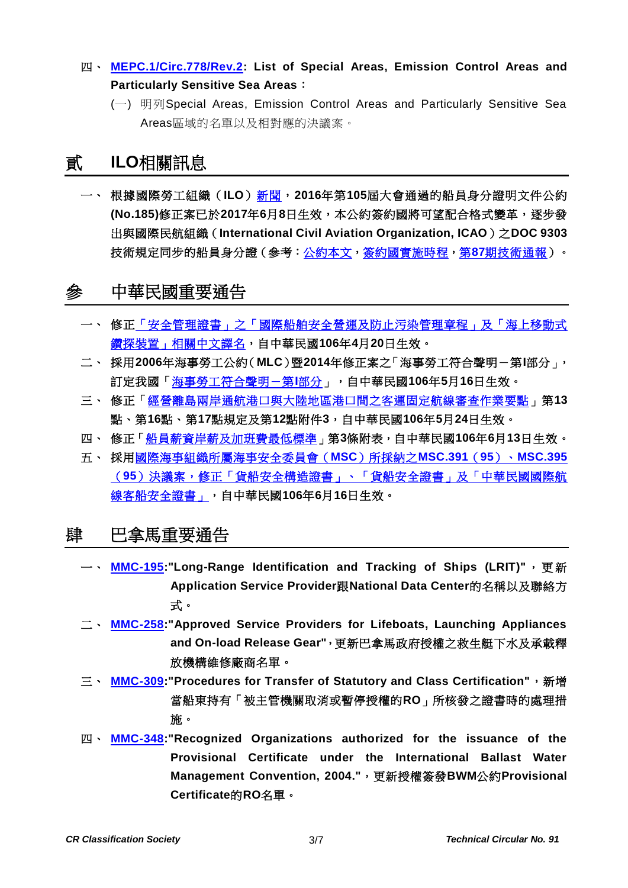四、 **MEPC.1/Circ.778/Rev.2: List of Special Areas, Emission Control Areas and Particularly Sensitive Sea Areas：**

(一) 明列Special Areas, Emission Control Areas and Particularly Sensitive Sea Areas區域的名單以及相對應的決議案。

## 貳　ILO相關訊息

一、 根據國際勞工組織（ILO）新聞，**2016年第105屆大會通過的船員身分證明文件公約(No.185)修正案已於2017年6月8日生效，本公約簽約國將可望配合格式變革，逐步發出與國際民航組織（International Civil Aviation Organization, ICAO）之DOC 9303技術規定同步的船員身分證**（參考：公約本文，簽約國實施時程，第87期技術通報）。

## 參　中華民國重要通告

一、 修正「安全管理證書」之「國際船舶安全營運及防止污染管理章程」及「海上移動式鑽探裝置」相關中文譯名，**自中華民國106年4月20日生效。**

二、 採用**2006年海事勞工公約（MLC）暨2014年修正案之「海事勞工符合聲明－第I部分」，訂定我國「海事勞工符合聲明－第I部分」，自中華民國106年5月16日生效。**

三、 修正「經營離島兩岸通航港口與大陸地區港口間之客運固定航線審查作業要點」**第13點、第16點、第17點規定及第12點附件3，自中華民國106年5月24日生效。**

四、 修正「船員薪資岸薪及加班費最低標準」**第3條附表，自中華民國106年6月13日生效。**

五、 採用**國際海事組織所屬海事安全委員會（MSC）所採納之MSC.391（95）、MSC.395（95）決議案，修正「貨船安全構造證書」、「貨船安全證書」及「中華民國國際航線客船安全證書」，自中華民國106年6月16日生效。**

## 肆　巴拿馬重要通告

一、 **MMC-195:"Long-Range Identification and Tracking of Ships (LRIT)"，更新Application Service Provider跟National Data Center的名稱以及聯絡方式。**

二、 **MMC-258:"Approved Service Providers for Lifeboats, Launching Appliances and On-load Release Gear"，更新巴拿馬政府授權之救生艇下水及承載釋放機構維修廠商名單。**

三、 **MMC-309:"Procedures for Transfer of Statutory and Class Certification"，新增當船東持有「被主管機關取消或暫停授權的RO」所核發之證書時的處理措施。**

四、 **MMC-348:"Recognized Organizations authorized for the issuance of the Provisional Certificate under the International Ballast Water Management Convention, 2004."，更新授權簽發BWM公約Provisional Certificate的RO名單。**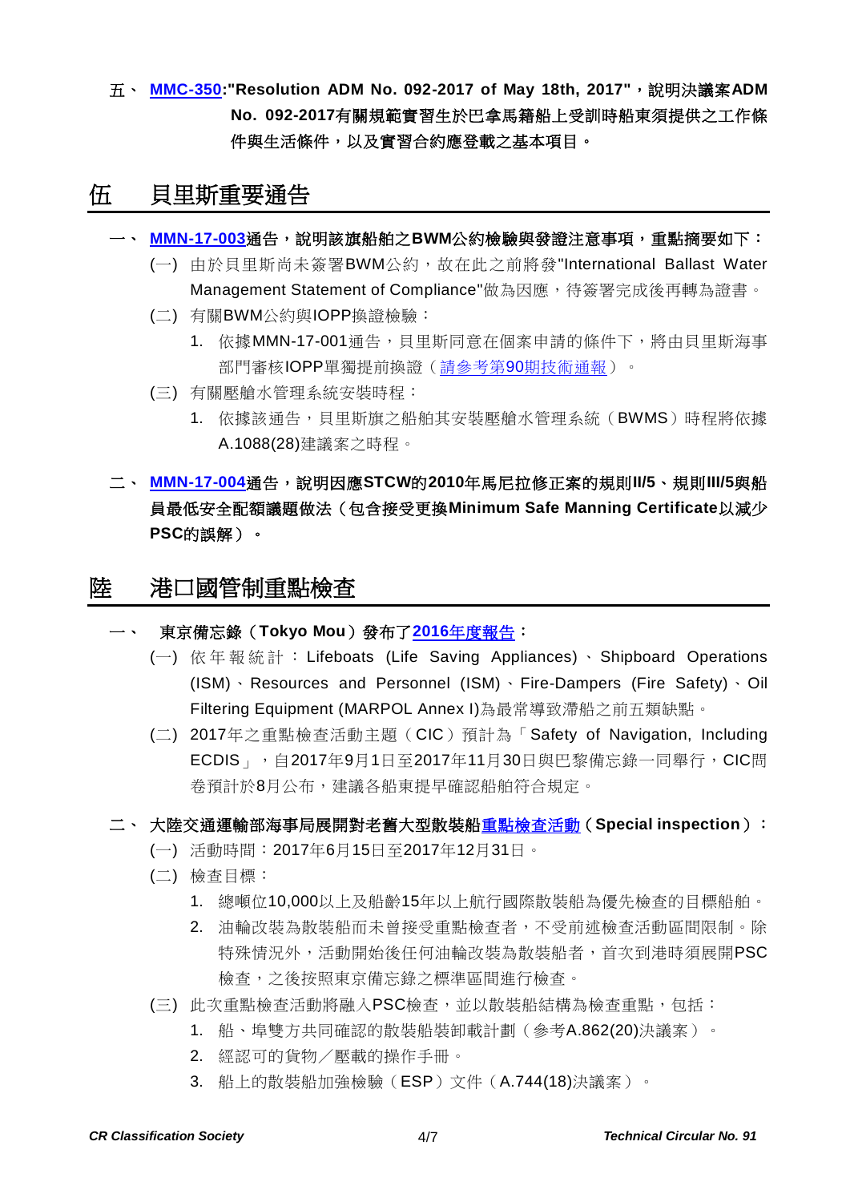五、 **MMC-350:"Resolution ADM No. 092-2017 of May 18th, 2017"，說明決議案ADM No. 092-2017有關規範實習生於巴拿馬籍船上受訓時船東須提供之工作條件與生活條件，以及實習合約應登載之基本項目。**

# 伍 貝里斯重要通告

一、 **MMN-17-003通告，說明該旗船舶之BWM公約檢驗與發證注意事項，重點摘要如下：**

(一) 由於貝里斯尚未簽署BWM公約，故在此之前將發"International Ballast Water Management Statement of Compliance"做為因應，待簽署完成後再轉為證書。

(二) 有關BWM公約與IOPP換證檢驗：

1. 依據MMN-17-001通告，貝里斯同意在個案申請的條件下，將由貝里斯海事部門審核IOPP單獨提前換證（請參考第90期技術通報）。

(三) 有關壓艙水管理系統安裝時程：

1. 依據該通告，貝里斯旗之船舶其安裝壓艙水管理系統（BWMS）時程將依據A.1088(28)建議案之時程。

二、 **MMN-17-004通告，說明因應STCW的2010年馬尼拉修正案的規則II/5、規則III/5與船員最低安全配額議題做法（包含接受更換Minimum Safe Manning Certificate以減少PSC的誤解）。**

# 陸 港口國管制重點檢查

一、 **東京備忘錄（Tokyo Mou）發布了2016年度報告：**

(一) 依年報統計：Lifeboats (Life Saving Appliances)、Shipboard Operations (ISM)、Resources and Personnel (ISM)、Fire-Dampers (Fire Safety)、Oil Filtering Equipment (MARPOL Annex I)為最常導致滯船之前五類缺點。

(二) 2017年之重點檢查活動主題（CIC）預計為「Safety of Navigation, Including ECDIS」，自2017年9月1日至2017年11月30日與巴黎備忘錄一同舉行，CIC問卷預計於8月公布，建議各船東提早確認船舶符合規定。

二、 **大陸交通運輸部海事局展開對老舊大型散裝船重點檢查活動（Special inspection）：**

(一) 活動時間：2017年6月15日至2017年12月31日。

(二) 檢查目標：

1. 總噸位10,000以上及船齡15年以上航行國際散裝船為優先檢查的目標船舶。
2. 油輪改裝為散裝船而未曾接受重點檢查者，不受前述檢查活動區間限制。除特殊情況外，活動開始後任何油輪改裝為散裝船者，首次到港時須展開PSC檢查，之後按照東京備忘錄之標準區間進行檢查。

(三) 此次重點檢查活動將融入PSC檢查，並以散裝船結構為檢查重點，包括：

1. 船、埠雙方共同確認的散裝船裝卸載計劃（參考A.862(20)決議案）。
2. 經認可的貨物／壓載的操作手冊。
3. 船上的散裝船加強檢驗（ESP）文件（A.744(18)決議案）。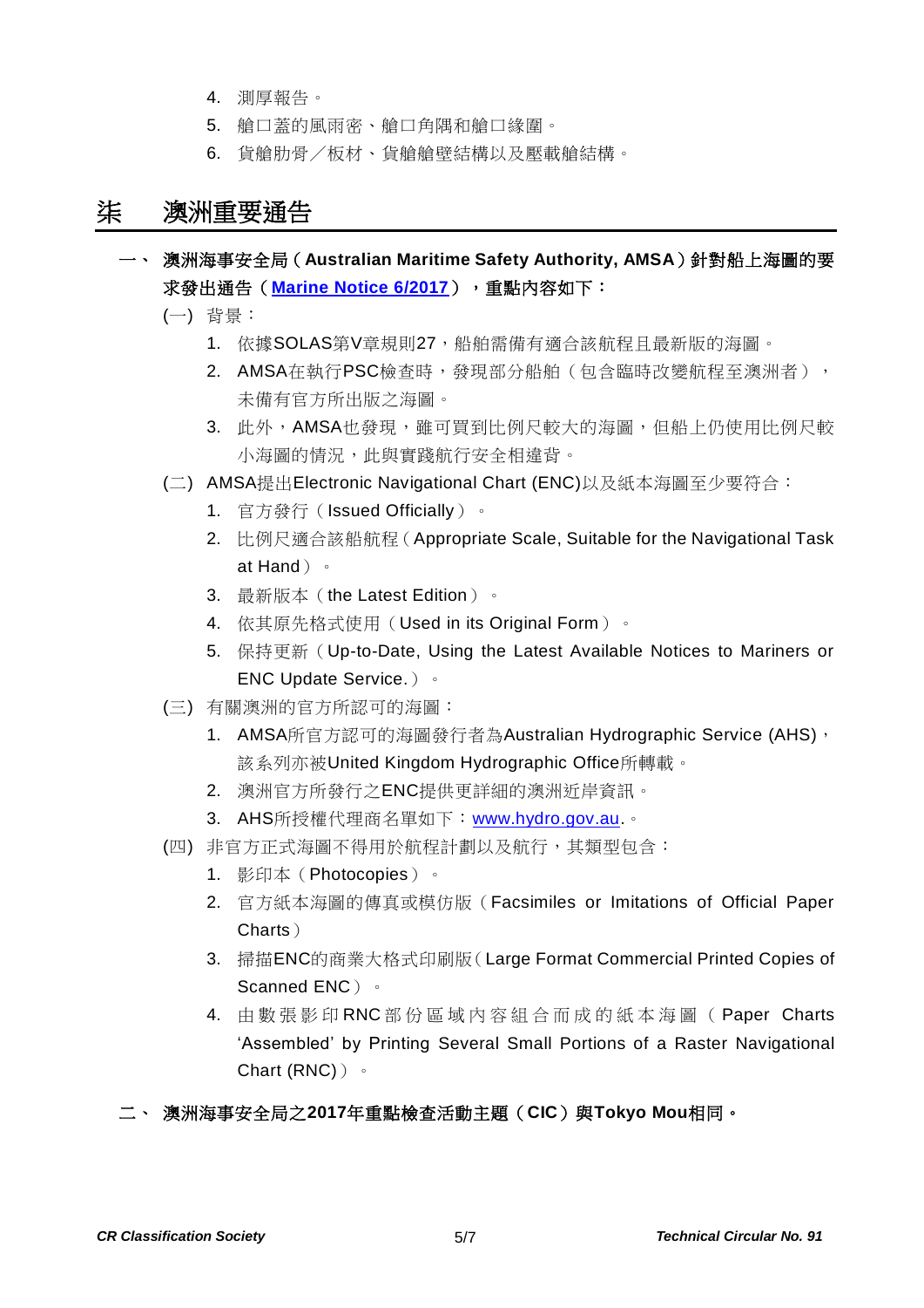4. 測厚報告。
5. 艙口蓋的風雨密、艙口角隅和艙口緣圍。
6. 貨艙肋骨／板材、貨艙艙壁結構以及壓載艙結構。

# 柒　澳洲重要通告

## 一、 澳洲海事安全局（Australian Maritime Safety Authority, AMSA）針對船上海圖的要求發出通告（[Marine Notice 6/2017](Marine Notice 6/2017)），重點內容如下：

(一) 背景：

1. 依據SOLAS第V章規則27，船舶需備有適合該航程且最新版的海圖。
2. AMSA在執行PSC檢查時，發現部分船舶（包含臨時改變航程至澳洲者），未備有官方所出版之海圖。
3. 此外，AMSA也發現，雖可買到比例尺較大的海圖，但船上仍使用比例尺較小海圖的情況，此與實踐航行安全相違背。

(二) AMSA提出Electronic Navigational Chart (ENC)以及紙本海圖至少要符合：

1. 官方發行（Issued Officially）。
2. 比例尺適合該船航程（Appropriate Scale, Suitable for the Navigational Task at Hand）。
3. 最新版本（the Latest Edition）。
4. 依其原先格式使用（Used in its Original Form）。
5. 保持更新（Up-to-Date, Using the Latest Available Notices to Mariners or ENC Update Service.）。

(三) 有關澳洲的官方所認可的海圖：

1. AMSA所官方認可的海圖發行者為Australian Hydrographic Service (AHS)，該系列亦被United Kingdom Hydrographic Office所轉載。
2. 澳洲官方所發行之ENC提供更詳細的澳洲近岸資訊。
3. AHS所授權代理商名單如下：[www.hydro.gov.au](www.hydro.gov.au).。

(四) 非官方正式海圖不得用於航程計劃以及航行，其類型包含：

1. 影印本（Photocopies）。
2. 官方紙本海圖的傳真或模仿版（Facsimiles or Imitations of Official Paper Charts）
3. 掃描ENC的商業大格式印刷版（Large Format Commercial Printed Copies of Scanned ENC）。
4. 由數張影印RNC部份區域內容組合而成的紙本海圖（Paper Charts 'Assembled' by Printing Several Small Portions of a Raster Navigational Chart (RNC)）。

## 二、 澳洲海事安全局之2017年重點檢查活動主題（CIC）與Tokyo Mou相同。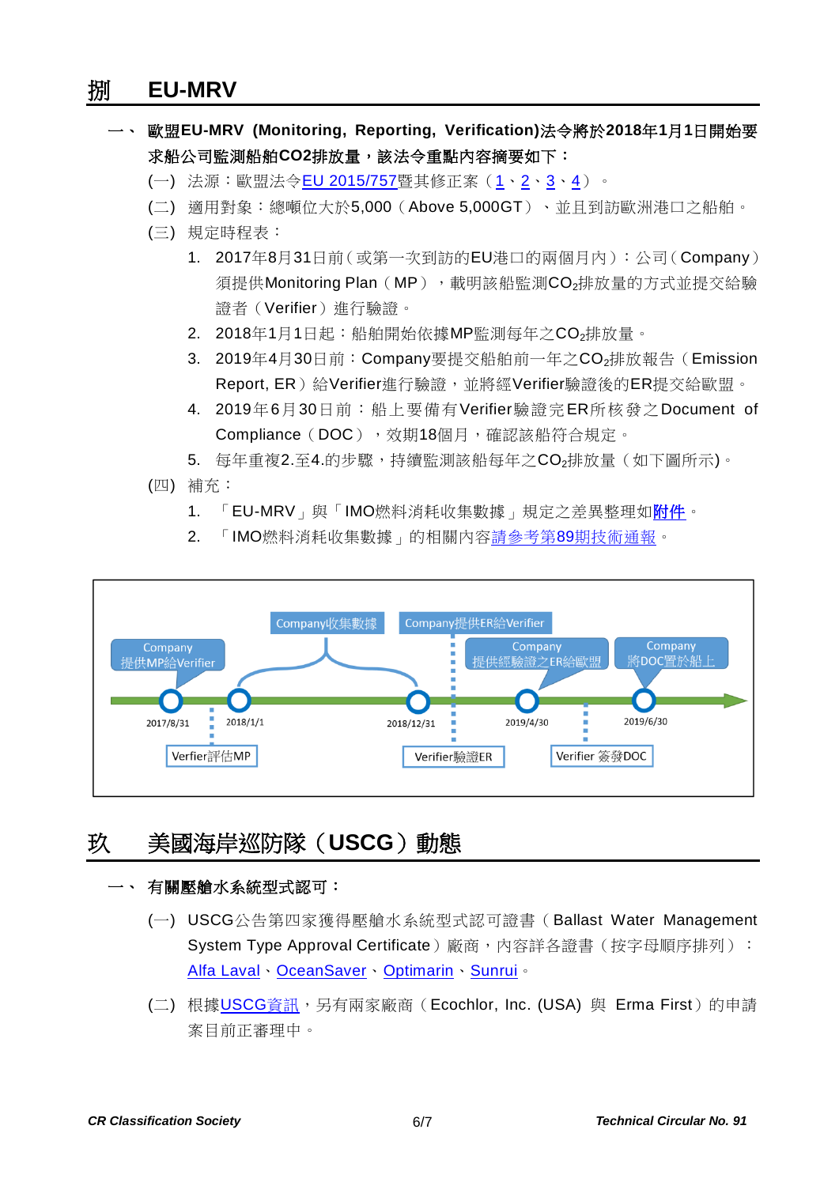# 捌　EU-MRV

**一、 歐盟EU-MRV (Monitoring, Reporting, Verification)法令將於2018年1月1日開始要求船公司監測船舶CO2排放量，該法令重點內容摘要如下：**

(一) 法源：歐盟法令EU 2015/757暨其修正案（1、2、3、4）。

(二) 適用對象：總噸位大於5,000（Above 5,000GT）、並且到訪歐洲港口之船舶。

(三) 規定時程表：

1. 2017年8月31日前(或第一次到訪的EU港口的兩個月內)：公司(Company)須提供Monitoring Plan（MP），載明該船監測$CO_2$排放量的方式並提交給驗證者（Verifier）進行驗證。
2. 2018年1月1日起：船舶開始依據MP監測每年之$CO_2$排放量。
3. 2019年4月30日前：Company要提交船舶前一年之$CO_2$排放報告（Emission Report, ER）給Verifier進行驗證，並將經Verifier驗證後的ER提交給歐盟。
4. 2019年6月30日前：船上要備有Verifier驗證完ER所核發之Document of Compliance（DOC），效期18個月，確認該船符合規定。
5. 每年重複2.至4.的步驟，持續監測該船每年之$CO_2$排放量（如下圖所示)。

(四) 補充：

1. 「EU-MRV」與「IMO燃料消耗收集數據」規定之差異整理如附件。
2. 「IMO燃料消耗收集數據」的相關內容請參考第89期技術通報。

Company提供MP給Verifier ／ Company收集數據 ／ Company提供ER給Verifier ／ Company提供經驗證之ER給歐盟 ／ Company將DOC置於船上

2017/8/31 ／ 2018/1/1 ／ 2018/12/31 ／ 2019/4/30 ／ 2019/6/30

Verfier評估MP ／ Verifier驗證ER ／ Verifier 簽發DOC

# 玖　美國海岸巡防隊（USCG）動態

**一、 有關壓艙水系統型式認可：**

(一) USCG公告第四家獲得壓艙水系統型式認可證書（Ballast Water Management System Type Approval Certificate）廠商，內容詳各證書（按字母順序排列）：Alfa Laval、OceanSaver、Optimarin、Sunrui。

(二) 根據USCG資訊，另有兩家廠商（Ecochlor, Inc. (USA) 與 Erma First）的申請案目前正審理中。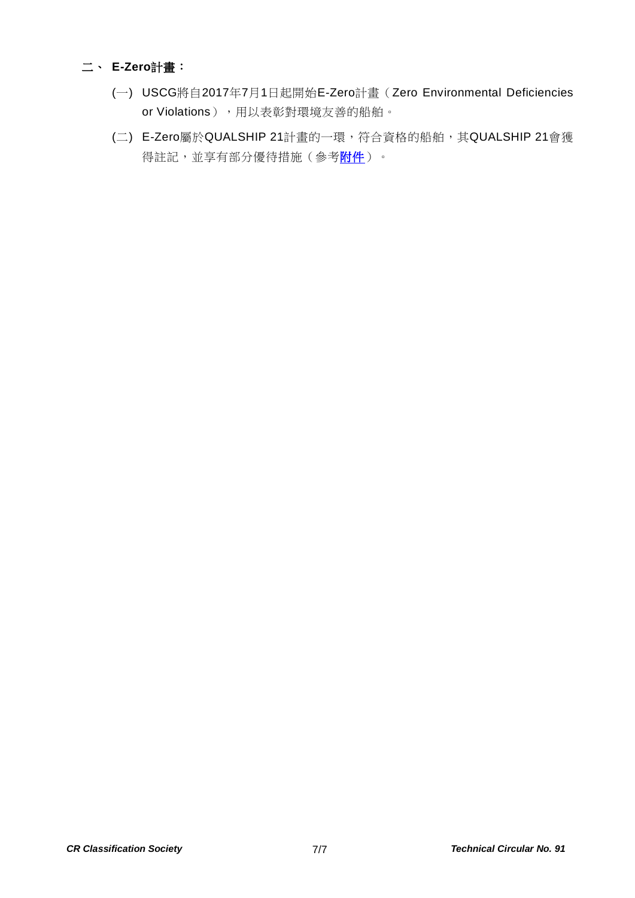## 二、 E-Zero計畫：

(一) USCG將自2017年7月1日起開始E-Zero計畫（Zero Environmental Deficiencies or Violations），用以表彰對環境友善的船舶。

(二) E-Zero屬於QUALSHIP 21計畫的一環，符合資格的船舶，其QUALSHIP 21會獲得註記，並享有部分優待措施（參考附件）。